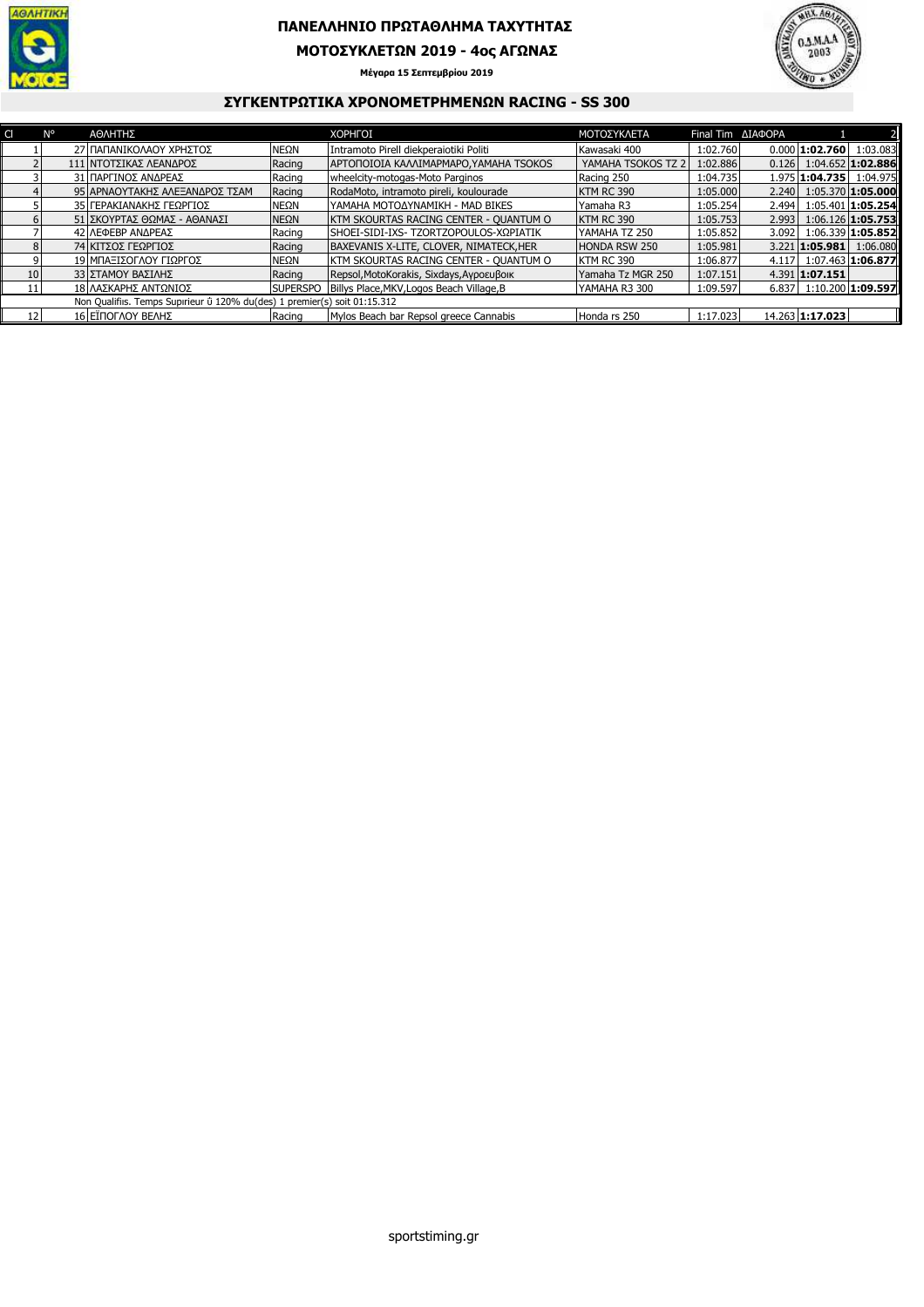# ΠΑΝΕΛΛΗΝΙΟ ΠΡΩΤΑΘΛΗΜΑ ΤΑΧΥΤΗΤΑΣ

## ΜΟΤΟΣΥΚΛΕΤΩΝ 2019 - 4ος ΑΓΩΝΑΣ

**Μέγαρα 15 Σεπτεμβρίου 2019**

## ΣΥΓΚΕΝΤΡΩΤΙΚΑ ΧΡΟΝΟΜΕΤΡΗΜΕΝΩΝ RACING - SS 300

| Cl | N° | ΑΘΛΗΤΗΣ | | ΧΟΡΗΓΟΙ | ΜΟΤΟΣΥΚΛΕΤΑ | Final Tim | ΔΙΑΦΟΡΑ | 1 | 2 |
|---|---|---|---|---|---|---|---|---|---|
| 1 | 27 | ΠΑΠΑΝΙΚΟΛΑΟΥ ΧΡΗΣΤΟΣ | ΝΕΩΝ | Intramoto Pirell diekperaiotiki Politi | Kawasaki 400 | 1:02.760 | 0.000 | **1:02.760** | 1:03.083 |
| 2 | 111 | ΝΤΟΤΣΙΚΑΣ ΛΕΑΝΔΡΟΣ | Racing | ΑΡΤΟΠΟΙΟΙΑ ΚΑΛΛΙΜΑΡΜΑΡΟ,YAMAHA TSOKOS | YAMAHA TSOKOS TZ 2 | 1:02.886 | 0.126 | 1:04.652 | **1:02.886** |
| 3 | 31 | ΠΑΡΓΙΝΟΣ ΑΝΔΡΕΑΣ | Racing | wheelcity-motogas-Moto Parginos | Racing 250 | 1:04.735 | 1.975 | **1:04.735** | 1:04.975 |
| 4 | 95 | ΑΡΝΑΟΥΤΑΚΗΣ ΑΛΕΞΑΝΔΡΟΣ ΤΣΑΜ | Racing | RodaMoto, intramoto pireli, koulourade | KTM RC 390 | 1:05.000 | 2.240 | 1:05.370 | **1:05.000** |
| 5 | 35 | ΓΕΡΑΚΙΑΝΑΚΗΣ ΓΕΩΡΓΙΟΣ | ΝΕΩΝ | YAMAHA ΜΟΤΟΔΥΝΑΜΙΚΗ - MAD BIKES | Yamaha R3 | 1:05.254 | 2.494 | 1:05.401 | **1:05.254** |
| 6 | 51 | ΣΚΟΥΡΤΑΣ ΘΩΜΑΣ - ΑΘΑΝΑΣΙ | ΝΕΩΝ | KTM SKOURTAS RACING CENTER - QUANTUM O | KTM RC 390 | 1:05.753 | 2.993 | 1:06.126 | **1:05.753** |
| 7 | 42 | ΛΕΦΕΒΡ ΑΝΔΡΕΑΣ | Racing | SHOEI-SIDI-IXS- TZORTZOPOULOS-ΧΩΡΙΑΤΙΚ | YAMAHA TZ 250 | 1:05.852 | 3.092 | 1:06.339 | **1:05.852** |
| 8 | 74 | ΚΙΤΣΟΣ ΓΕΩΡΓΙΟΣ | Racing | BAXEVANIS X-LITE, CLOVER, NIMATECK,HER | HONDA RSW 250 | 1:05.981 | 3.221 | **1:05.981** | 1:06.080 |
| 9 | 19 | ΜΠΑΞΙΣΟΓΛΟΥ ΓΙΩΡΓΟΣ | ΝΕΩΝ | KTM SKOURTAS RACING CENTER - QUANTUM O | KTM RC 390 | 1:06.877 | 4.117 | 1:07.463 | **1:06.877** |
| 10 | 33 | ΣΤΑΜΟΥ ΒΑΣΙΛΗΣ | Racing | Repsol,MotoKorakis, Sixdays,Αγροευβοικ | Yamaha Tz MGR 250 | 1:07.151 | 4.391 | **1:07.151** | |
| 11 | 18 | ΛΑΣΚΑΡΗΣ ΑΝΤΩΝΙΟΣ | SUPERSPO | Billys Place,MKV,Logos Beach Village,B | YAMAHA R3 300 | 1:09.597 | 6.837 | 1:10.200 | **1:09.597** |
| | | Non Qualifiis. Temps Supırieur ŭ 120% du(des) 1 premier(s) soit 01:15.312 | | | | | | | |
| 12 | 16 | ΕΪΠΟΓΛΟΥ ΒΕΛΗΣ | Racing | Mylos Beach bar Repsol greece Cannabis | Honda rs 250 | 1:17.023 | 14.263 | **1:17.023** | |

sportstiming.gr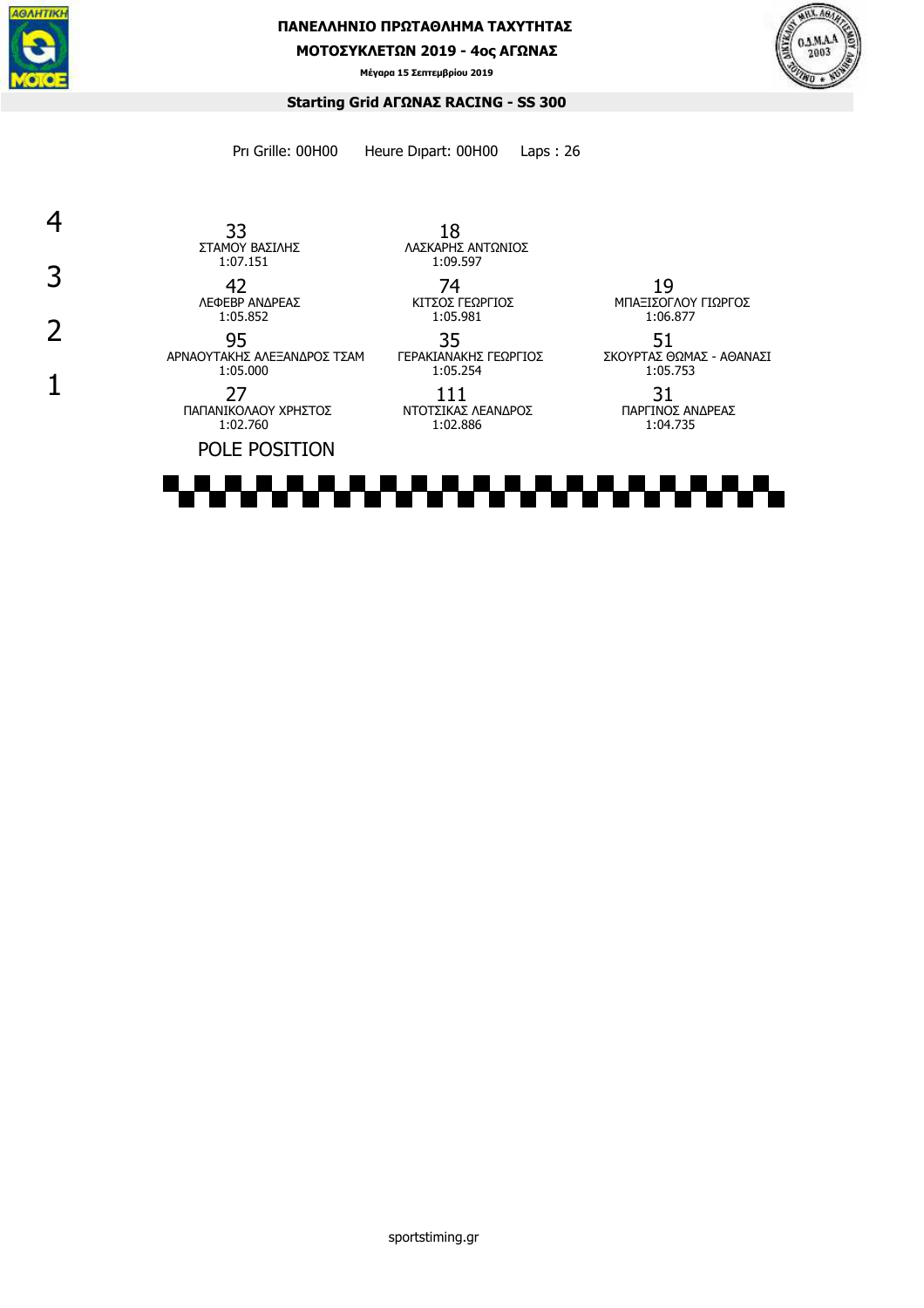**ΠΑΝΕΛΛΗΝΙΟ ΠΡΩΤΑΘΛΗΜΑ ΤΑΧΥΤΗΤΑΣ**

**ΜΟΤΟΣΥΚΛΕΤΩΝ 2019 - 4ος ΑΓΩΝΑΣ**

**Μέγαρα 15 Σεπτεμβρίου 2019**

## Starting Grid ΑΓΩΝΑΣ RACING - SS 300

Prı Grille: 00H00 Heure Dıpart: 00H00 Laps : 26

| | | | |
|---|---|---|---|
| 4 | 33<br>ΣΤΑΜΟΥ ΒΑΣΙΛΗΣ<br>1:07.151 | 18<br>ΛΑΣΚΑΡΗΣ ΑΝΤΩΝΙΟΣ<br>1:09.597 | |
| 3 | 42<br>ΛΕΦΕΒΡ ΑΝΔΡΕΑΣ<br>1:05.852 | 74<br>ΚΙΤΣΟΣ ΓΕΩΡΓΙΟΣ<br>1:05.981 | 19<br>ΜΠΑΞΙΣΟΓΛΟΥ ΓΙΩΡΓΟΣ<br>1:06.877 |
| 2 | 95<br>ΑΡΝΑΟΥΤΑΚΗΣ ΑΛΕΞΑΝΔΡΟΣ ΤΣΑΜ<br>1:05.000 | 35<br>ΓΕΡΑΚΙΑΝΑΚΗΣ ΓΕΩΡΓΙΟΣ<br>1:05.254 | 51<br>ΣΚΟΥΡΤΑΣ ΘΩΜΑΣ - ΑΘΑΝΑΣΙ<br>1:05.753 |
| 1 | 27<br>ΠΑΠΑΝΙΚΟΛΑΟΥ ΧΡΗΣΤΟΣ<br>1:02.760 | 111<br>ΝΤΟΤΣΙΚΑΣ ΛΕΑΝΔΡΟΣ<br>1:02.886 | 31<br>ΠΑΡΓΙΝΟΣ ΑΝΔΡΕΑΣ<br>1:04.735 |

POLE POSITION

sportstiming.gr